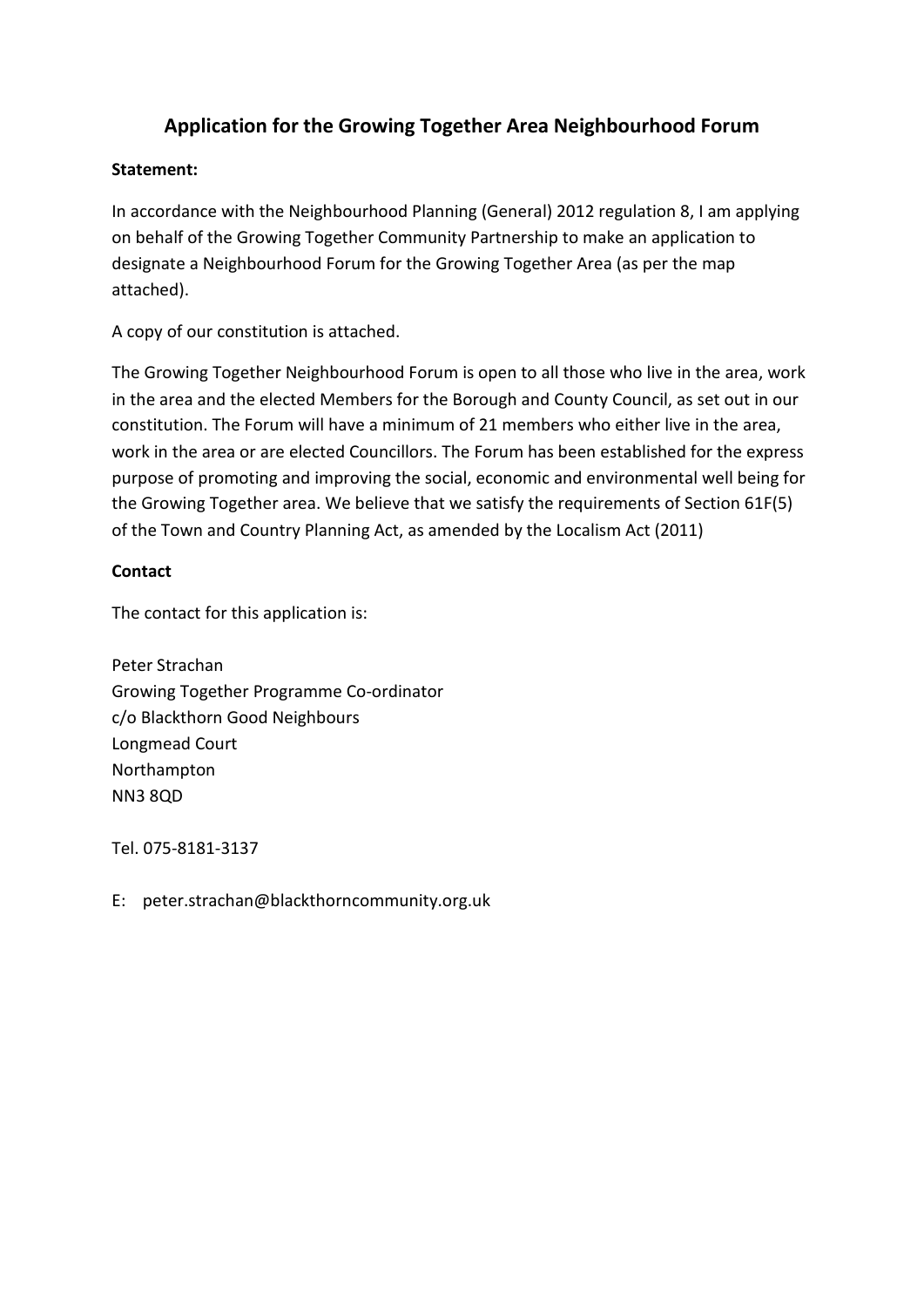# Application for the Growing Together Area Neighbourhood Forum

**Statement:**

In accordance with the Neighbourhood Planning (General) 2012 regulation 8, I am applying on behalf of the Growing Together Community Partnership to make an application to designate a Neighbourhood Forum for the Growing Together Area (as per the map attached).

A copy of our constitution is attached.

The Growing Together Neighbourhood Forum is open to all those who live in the area, work in the area and the elected Members for the Borough and County Council, as set out in our constitution. The Forum will have a minimum of 21 members who either live in the area, work in the area or are elected Councillors. The Forum has been established for the express purpose of promoting and improving the social, economic and environmental well being for the Growing Together area. We believe that we satisfy the requirements of Section 61F(5) of the Town and Country Planning Act, as amended by the Localism Act (2011)

**Contact**

The contact for this application is:

Peter Strachan
Growing Together Programme Co-ordinator
c/o Blackthorn Good Neighbours
Longmead Court
Northampton
NN3 8QD

Tel. 075-8181-3137

E: peter.strachan@blackthorncommunity.org.uk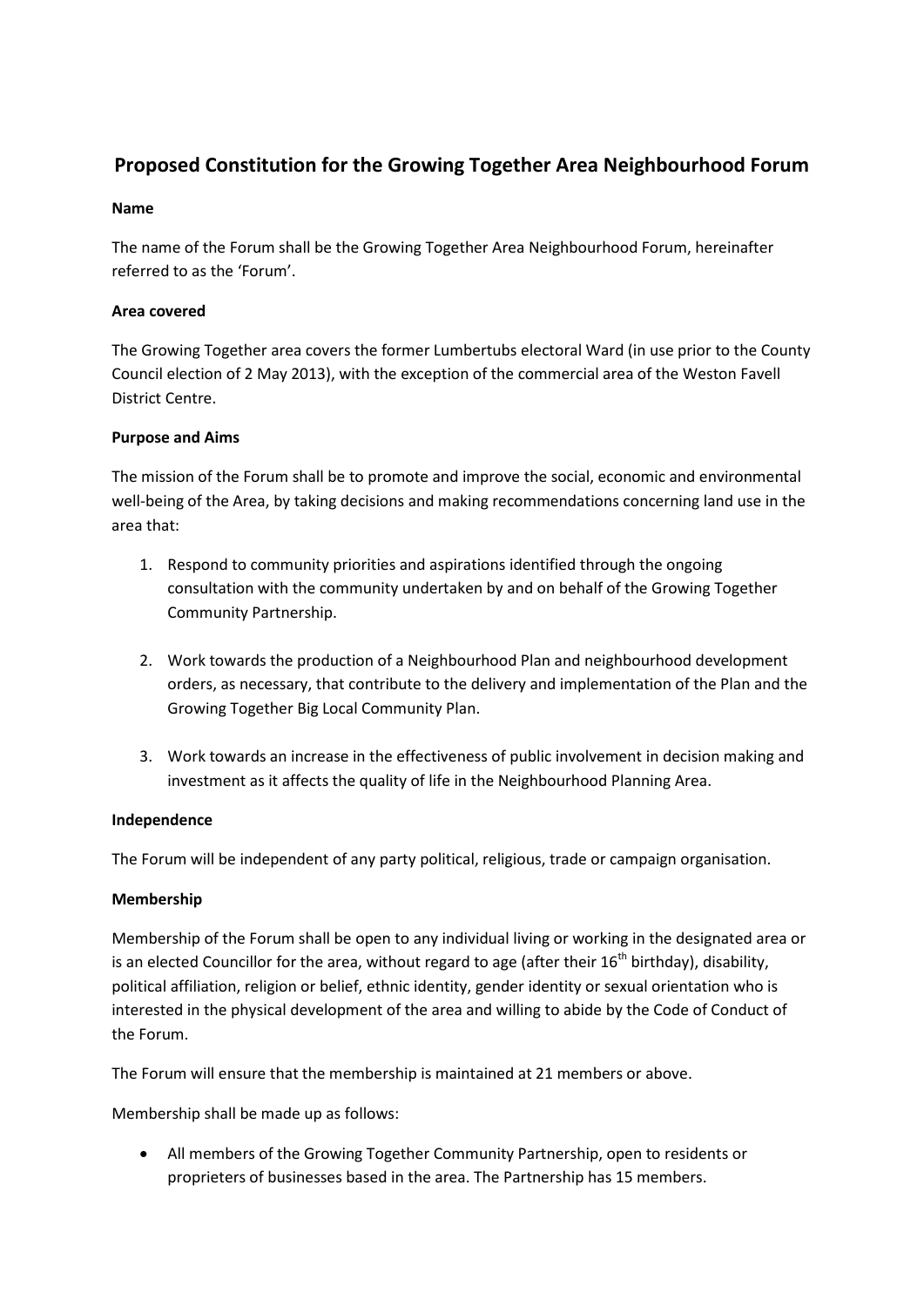# Proposed Constitution for the Growing Together Area Neighbourhood Forum

**Name**

The name of the Forum shall be the Growing Together Area Neighbourhood Forum, hereinafter referred to as the 'Forum'.

**Area covered**

The Growing Together area covers the former Lumbertubs electoral Ward (in use prior to the County Council election of 2 May 2013), with the exception of the commercial area of the Weston Favell District Centre.

**Purpose and Aims**

The mission of the Forum shall be to promote and improve the social, economic and environmental well-being of the Area, by taking decisions and making recommendations concerning land use in the area that:

1. Respond to community priorities and aspirations identified through the ongoing consultation with the community undertaken by and on behalf of the Growing Together Community Partnership.

2. Work towards the production of a Neighbourhood Plan and neighbourhood development orders, as necessary, that contribute to the delivery and implementation of the Plan and the Growing Together Big Local Community Plan.

3. Work towards an increase in the effectiveness of public involvement in decision making and investment as it affects the quality of life in the Neighbourhood Planning Area.

**Independence**

The Forum will be independent of any party political, religious, trade or campaign organisation.

**Membership**

Membership of the Forum shall be open to any individual living or working in the designated area or is an elected Councillor for the area, without regard to age (after their 16th birthday), disability, political affiliation, religion or belief, ethnic identity, gender identity or sexual orientation who is interested in the physical development of the area and willing to abide by the Code of Conduct of the Forum.

The Forum will ensure that the membership is maintained at 21 members or above.

Membership shall be made up as follows:

- All members of the Growing Together Community Partnership, open to residents or proprieters of businesses based in the area. The Partnership has 15 members.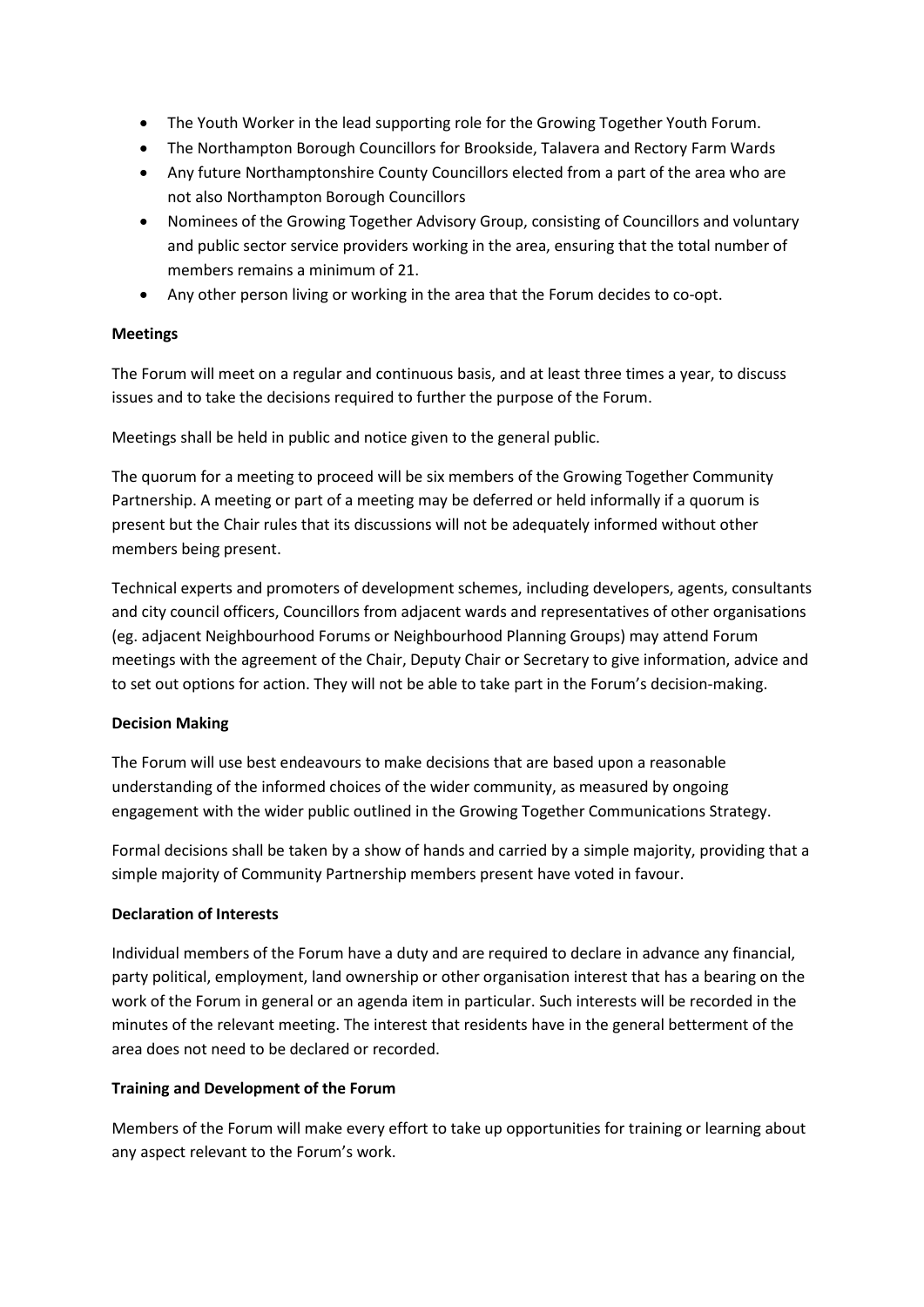- The Youth Worker in the lead supporting role for the Growing Together Youth Forum.
- The Northampton Borough Councillors for Brookside, Talavera and Rectory Farm Wards
- Any future Northamptonshire County Councillors elected from a part of the area who are not also Northampton Borough Councillors
- Nominees of the Growing Together Advisory Group, consisting of Councillors and voluntary and public sector service providers working in the area, ensuring that the total number of members remains a minimum of 21.
- Any other person living or working in the area that the Forum decides to co-opt.

**Meetings**

The Forum will meet on a regular and continuous basis, and at least three times a year, to discuss issues and to take the decisions required to further the purpose of the Forum.

Meetings shall be held in public and notice given to the general public.

The quorum for a meeting to proceed will be six members of the Growing Together Community Partnership. A meeting or part of a meeting may be deferred or held informally if a quorum is present but the Chair rules that its discussions will not be adequately informed without other members being present.

Technical experts and promoters of development schemes, including developers, agents, consultants and city council officers, Councillors from adjacent wards and representatives of other organisations (eg. adjacent Neighbourhood Forums or Neighbourhood Planning Groups) may attend Forum meetings with the agreement of the Chair, Deputy Chair or Secretary to give information, advice and to set out options for action. They will not be able to take part in the Forum's decision-making.

**Decision Making**

The Forum will use best endeavours to make decisions that are based upon a reasonable understanding of the informed choices of the wider community, as measured by ongoing engagement with the wider public outlined in the Growing Together Communications Strategy.

Formal decisions shall be taken by a show of hands and carried by a simple majority, providing that a simple majority of Community Partnership members present have voted in favour.

**Declaration of Interests**

Individual members of the Forum have a duty and are required to declare in advance any financial, party political, employment, land ownership or other organisation interest that has a bearing on the work of the Forum in general or an agenda item in particular. Such interests will be recorded in the minutes of the relevant meeting. The interest that residents have in the general betterment of the area does not need to be declared or recorded.

**Training and Development of the Forum**

Members of the Forum will make every effort to take up opportunities for training or learning about any aspect relevant to the Forum's work.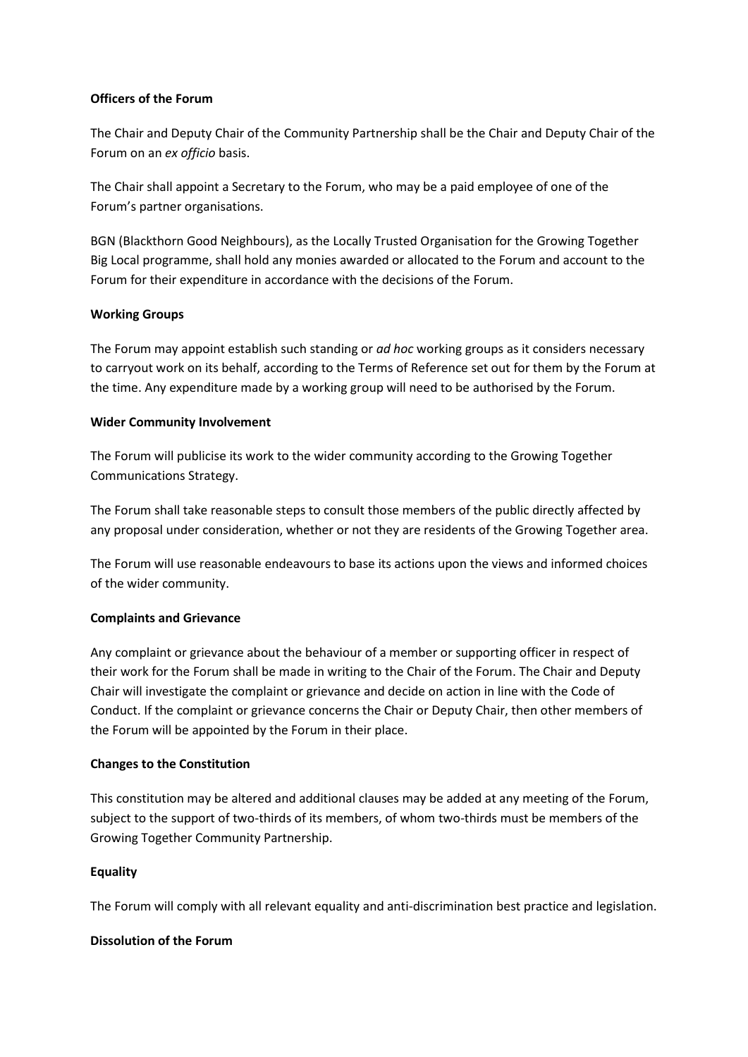**Officers of the Forum**

The Chair and Deputy Chair of the Community Partnership shall be the Chair and Deputy Chair of the Forum on an *ex officio* basis.

The Chair shall appoint a Secretary to the Forum, who may be a paid employee of one of the Forum's partner organisations.

BGN (Blackthorn Good Neighbours), as the Locally Trusted Organisation for the Growing Together Big Local programme, shall hold any monies awarded or allocated to the Forum and account to the Forum for their expenditure in accordance with the decisions of the Forum.

**Working Groups**

The Forum may appoint establish such standing or *ad hoc* working groups as it considers necessary to carryout work on its behalf, according to the Terms of Reference set out for them by the Forum at the time. Any expenditure made by a working group will need to be authorised by the Forum.

**Wider Community Involvement**

The Forum will publicise its work to the wider community according to the Growing Together Communications Strategy.

The Forum shall take reasonable steps to consult those members of the public directly affected by any proposal under consideration, whether or not they are residents of the Growing Together area.

The Forum will use reasonable endeavours to base its actions upon the views and informed choices of the wider community.

**Complaints and Grievance**

Any complaint or grievance about the behaviour of a member or supporting officer in respect of their work for the Forum shall be made in writing to the Chair of the Forum. The Chair and Deputy Chair will investigate the complaint or grievance and decide on action in line with the Code of Conduct. If the complaint or grievance concerns the Chair or Deputy Chair, then other members of the Forum will be appointed by the Forum in their place.

**Changes to the Constitution**

This constitution may be altered and additional clauses may be added at any meeting of the Forum, subject to the support of two-thirds of its members, of whom two-thirds must be members of the Growing Together Community Partnership.

**Equality**

The Forum will comply with all relevant equality and anti-discrimination best practice and legislation.

**Dissolution of the Forum**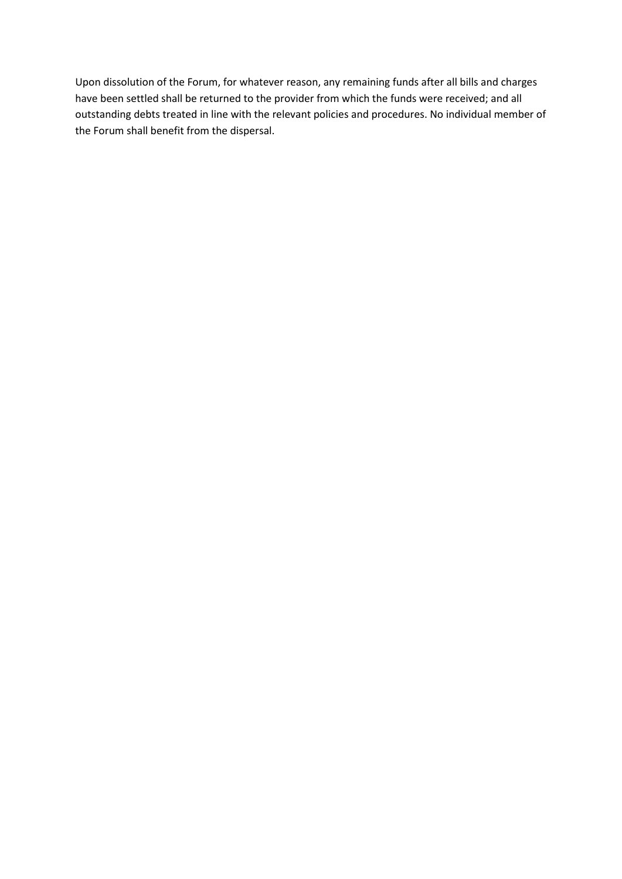Upon dissolution of the Forum, for whatever reason, any remaining funds after all bills and charges have been settled shall be returned to the provider from which the funds were received; and all outstanding debts treated in line with the relevant policies and procedures. No individual member of the Forum shall benefit from the dispersal.